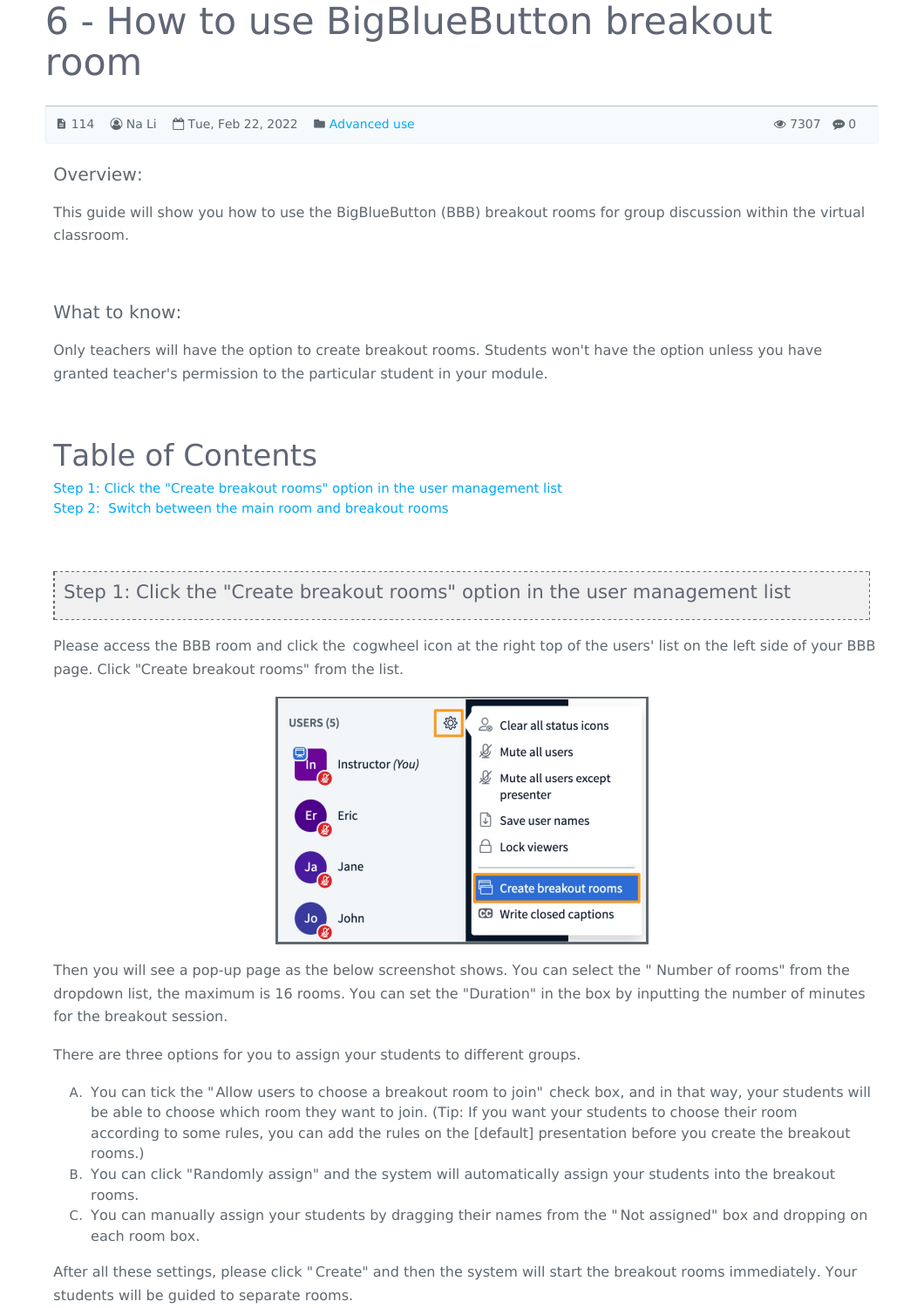# 6 - How to use BigBlueButton breakout room

114 Na Li Tue, Feb 22, 2022 Advanced use 7307 0

## Overview:

This guide will show you how to use the BigBlueButton (BBB) breakout rooms for group discussion within the virtual classroom.

## What to know:

Only teachers will have the option to create breakout rooms. Students won't have the option unless you have granted teacher's permission to the particular student in your module.

## Table of Contents

Step 1: Click the "Create breakout rooms" option in the user management list
Step 2: Switch between the main room and breakout rooms

## Step 1: Click the "Create breakout rooms" option in the user management list

Please access the BBB room and click the cogwheel icon at the right top of the users' list on the left side of your BBB page. Click "Create breakout rooms" from the list.

Then you will see a pop-up page as the below screenshot shows. You can select the " Number of rooms" from the dropdown list, the maximum is 16 rooms. You can set the "Duration" in the box by inputting the number of minutes for the breakout session.

There are three options for you to assign your students to different groups.

A. You can tick the "Allow users to choose a breakout room to join" check box, and in that way, your students will be able to choose which room they want to join. (Tip: If you want your students to choose their room according to some rules, you can add the rules on the [default] presentation before you create the breakout rooms.)
B. You can click "Randomly assign" and the system will automatically assign your students into the breakout rooms.
C. You can manually assign your students by dragging their names from the " Not assigned" box and dropping on each room box.

After all these settings, please click " Create" and then the system will start the breakout rooms immediately. Your students will be guided to separate rooms.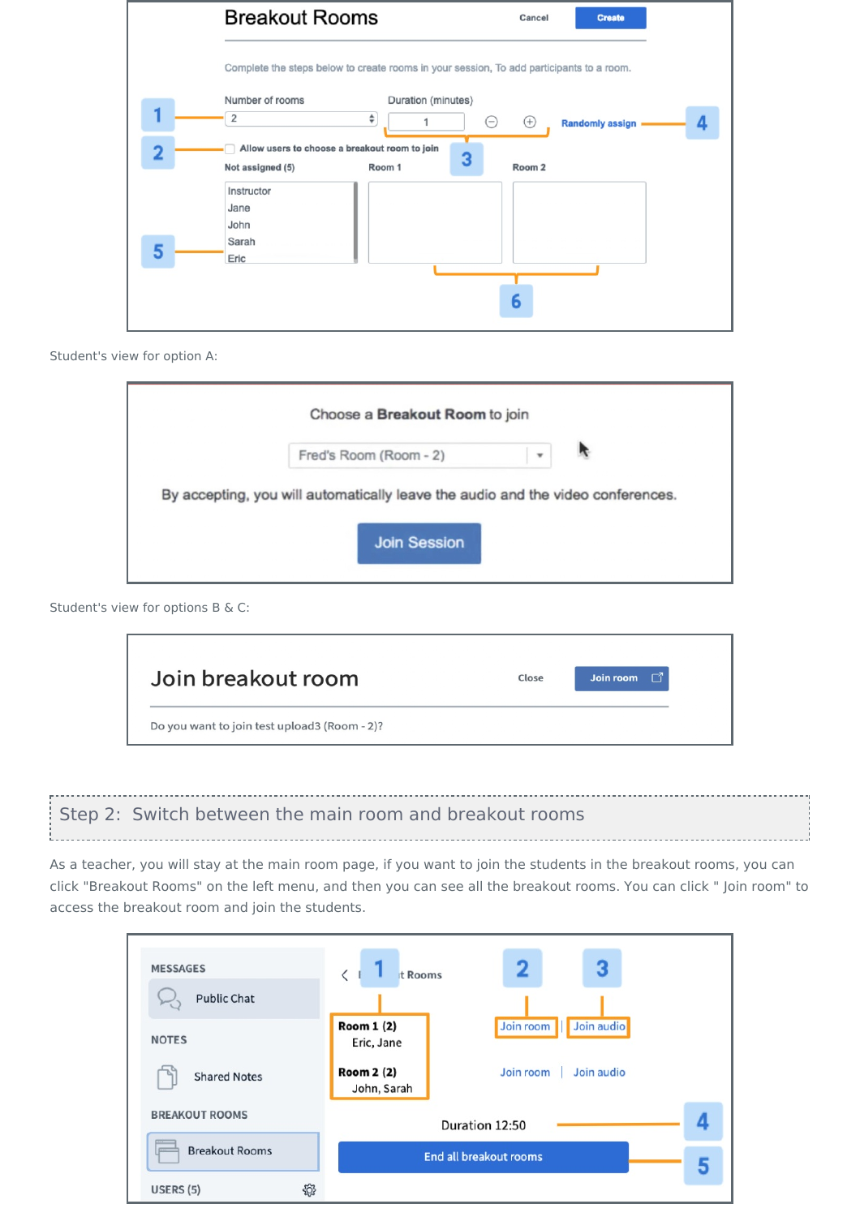Student's view for option A:

Student's view for options B & C:

## Step 2: Switch between the main room and breakout rooms

As a teacher, you will stay at the main room page, if you want to join the students in the breakout rooms, you can click "Breakout Rooms" on the left menu, and then you can see all the breakout rooms. You can click " Join room" to access the breakout room and join the students.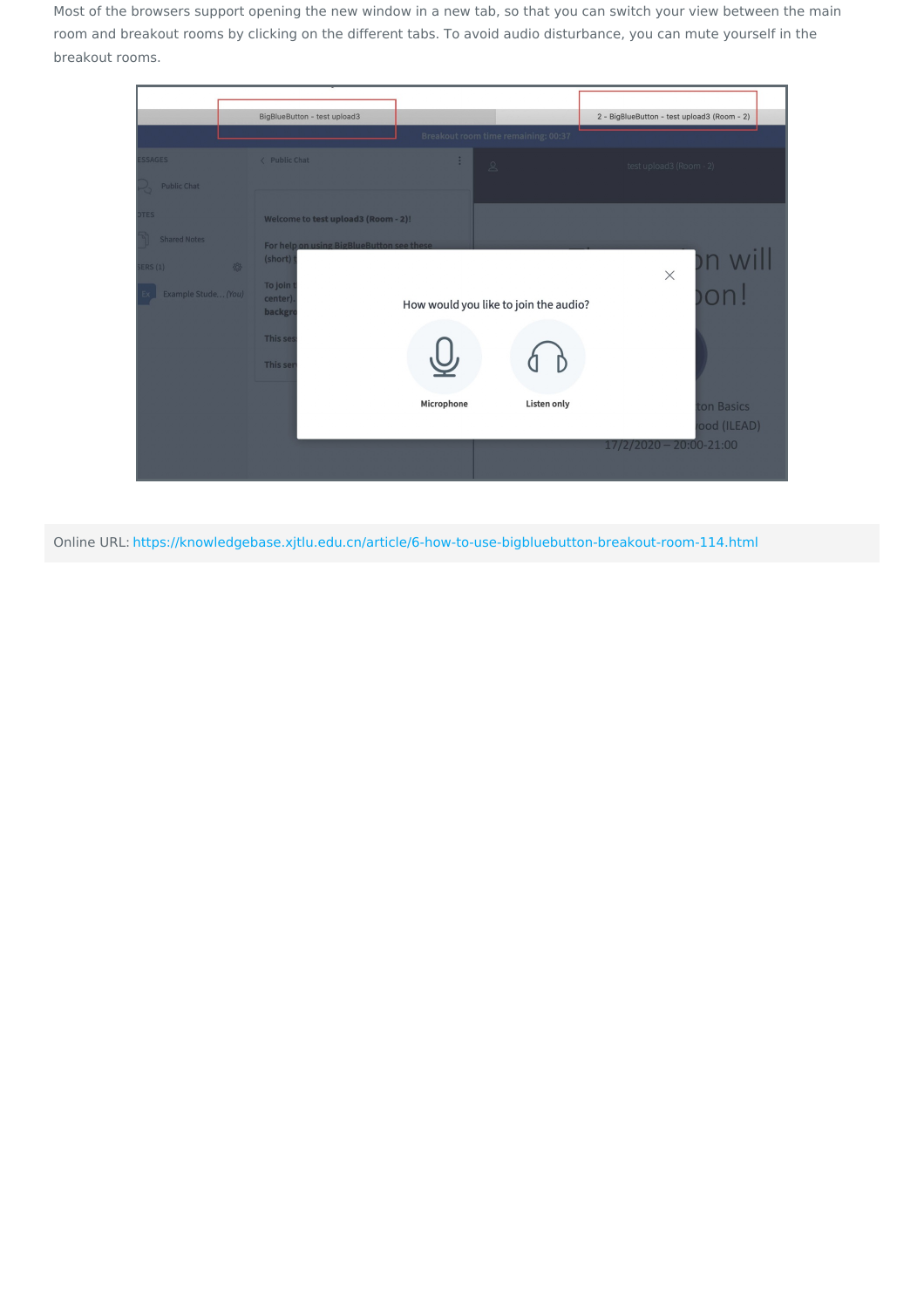Most of the browsers support opening the new window in a new tab, so that you can switch your view between the main room and breakout rooms by clicking on the different tabs. To avoid audio disturbance, you can mute yourself in the breakout rooms.

Online URL: https://knowledgebase.xjtlu.edu.cn/article/6-how-to-use-bigbluebutton-breakout-room-114.html